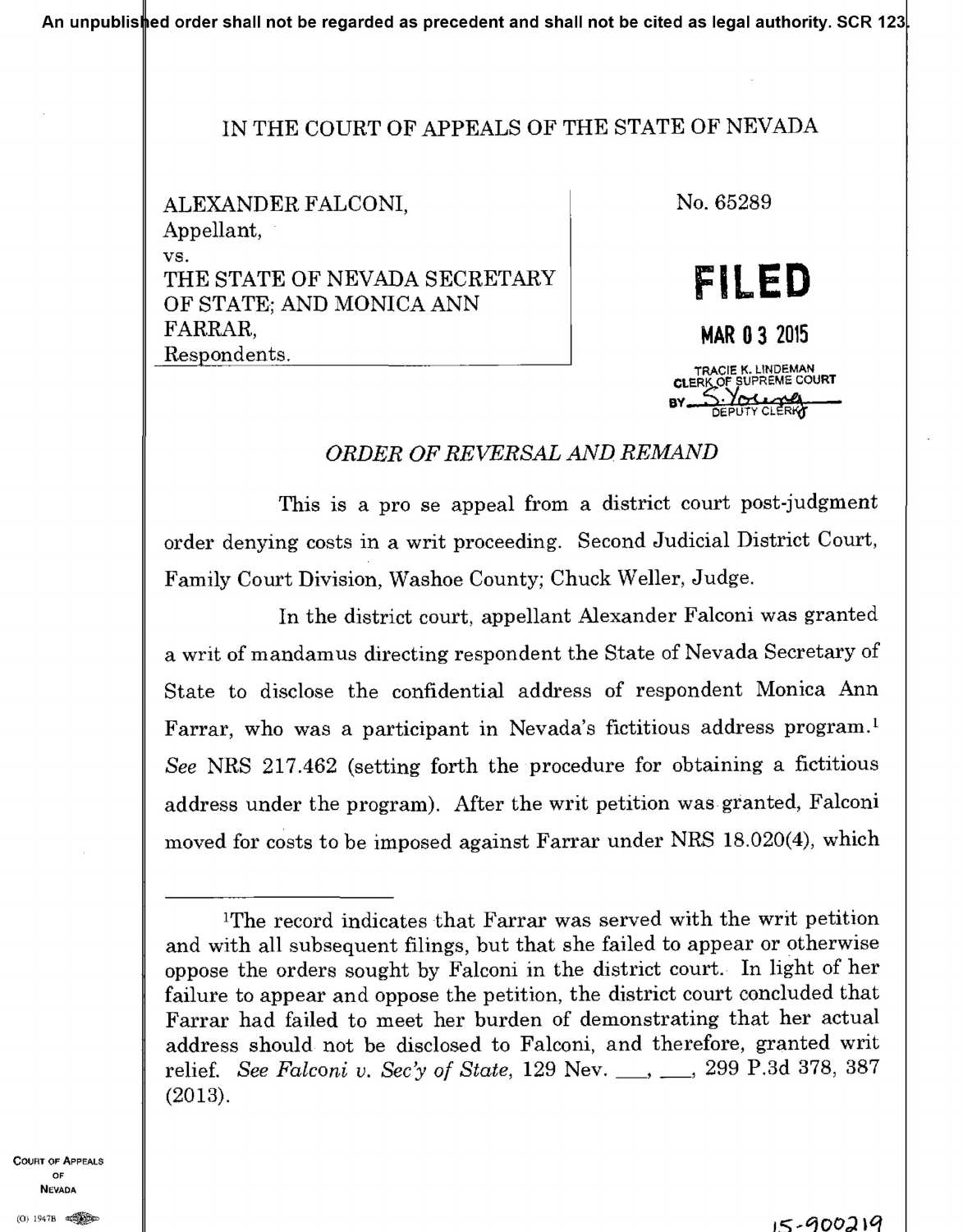An unpublished order shall not be regarded as precedent and shall not be cited as legal authority. SCR 123.

IN THE COURT OF APPEALS OF THE STATE OF NEVADA

ALEXANDER FALCONI,
Appellant,
vs.
THE STATE OF NEVADA SECRETARY OF STATE; AND MONICA ANN FARRAR,
Respondents.

No. 65289

**FILED**

MAR 03 2015

TRACIE K. LINDEMAN
CLERK OF SUPREME COURT
BY S. Young
DEPUTY CLERK

*ORDER OF REVERSAL AND REMAND*

This is a pro se appeal from a district court post-judgment order denying costs in a writ proceeding. Second Judicial District Court, Family Court Division, Washoe County; Chuck Weller, Judge.

In the district court, appellant Alexander Falconi was granted a writ of mandamus directing respondent the State of Nevada Secretary of State to disclose the confidential address of respondent Monica Ann Farrar, who was a participant in Nevada's fictitious address program.[1] *See* NRS 217.462 (setting forth the procedure for obtaining a fictitious address under the program). After the writ petition was granted, Falconi moved for costs to be imposed against Farrar under NRS 18.020(4), which

[1]The record indicates that Farrar was served with the writ petition and with all subsequent filings, but that she failed to appear or otherwise oppose the orders sought by Falconi in the district court. In light of her failure to appear and oppose the petition, the district court concluded that Farrar had failed to meet her burden of demonstrating that her actual address should not be disclosed to Falconi, and therefore, granted writ relief. *See Falconi v. Sec'y of State*, 129 Nev. \_\_\_, \_\_\_, 299 P.3d 378, 387 (2013).

15-900219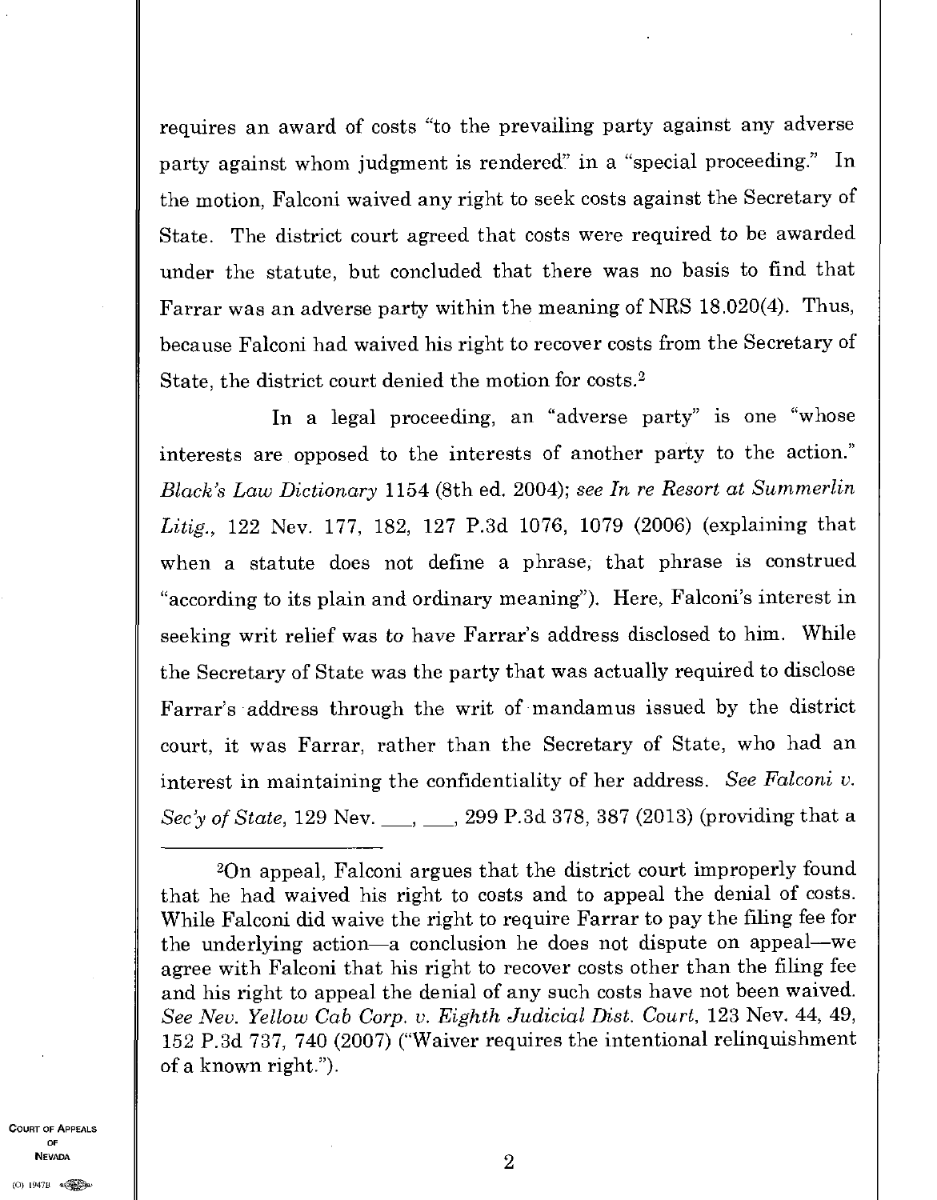requires an award of costs "to the prevailing party against any adverse party against whom judgment is rendered" in a "special proceeding." In the motion, Falconi waived any right to seek costs against the Secretary of State. The district court agreed that costs were required to be awarded under the statute, but concluded that there was no basis to find that Farrar was an adverse party within the meaning of NRS 18.020(4). Thus, because Falconi had waived his right to recover costs from the Secretary of State, the district court denied the motion for costs.[2]

In a legal proceeding, an "adverse party" is one "whose interests are opposed to the interests of another party to the action." *Black's Law Dictionary* 1154 (8th ed. 2004); *see In re Resort at Summerlin Litig.*, 122 Nev. 177, 182, 127 P.3d 1076, 1079 (2006) (explaining that when a statute does not define a phrase, that phrase is construed "according to its plain and ordinary meaning"). Here, Falconi's interest in seeking writ relief was to have Farrar's address disclosed to him. While the Secretary of State was the party that was actually required to disclose Farrar's address through the writ of mandamus issued by the district court, it was Farrar, rather than the Secretary of State, who had an interest in maintaining the confidentiality of her address. *See Falconi v. Sec'y of State*, 129 Nev. \_\_\_, \_\_\_, 299 P.3d 378, 387 (2013) (providing that a

---

[2]On appeal, Falconi argues that the district court improperly found that he had waived his right to costs and to appeal the denial of costs. While Falconi did waive the right to require Farrar to pay the filing fee for the underlying action—a conclusion he does not dispute on appeal—we agree with Falconi that his right to recover costs other than the filing fee and his right to appeal the denial of any such costs have not been waived. *See Nev. Yellow Cab Corp. v. Eighth Judicial Dist. Court*, 123 Nev. 44, 49, 152 P.3d 737, 740 (2007) ("Waiver requires the intentional relinquishment of a known right.").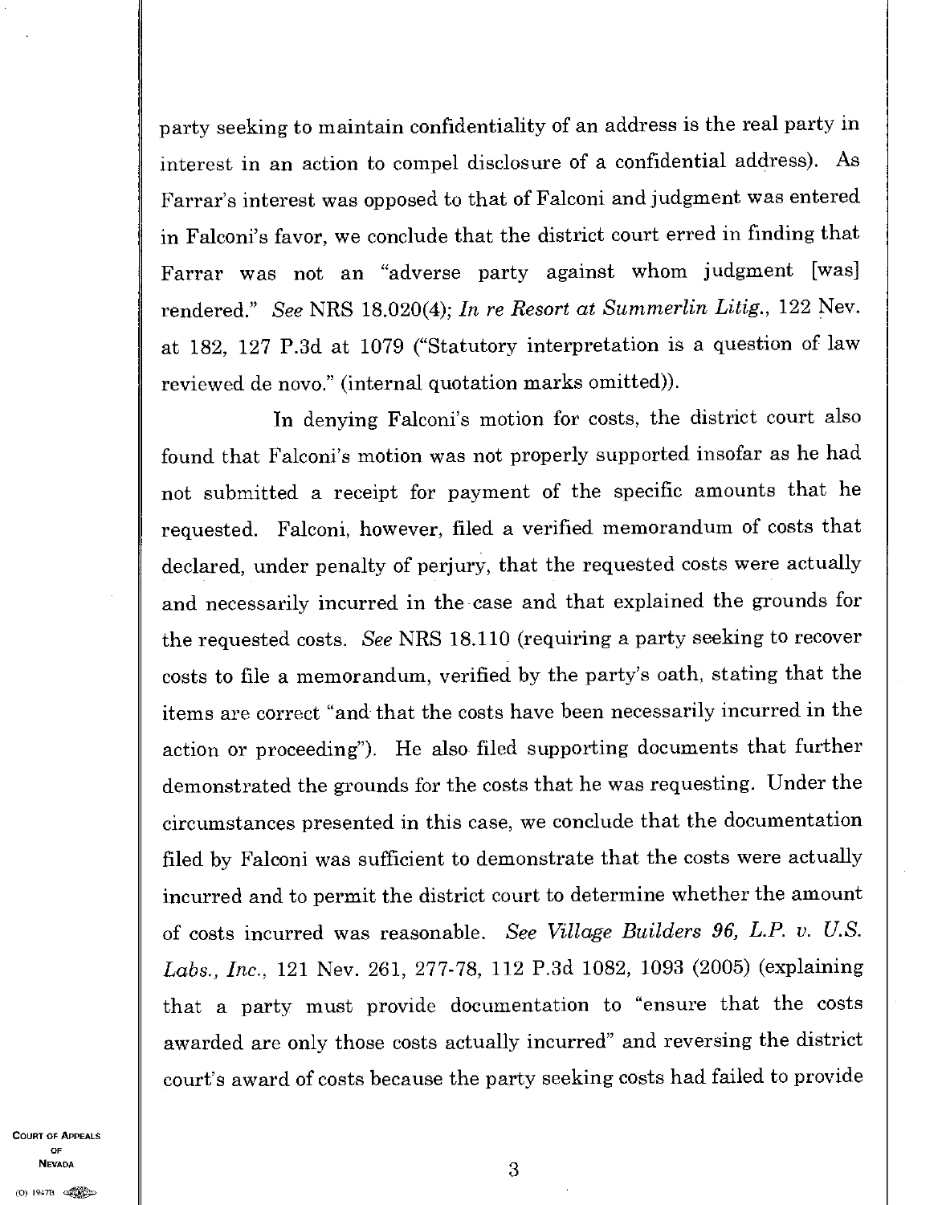party seeking to maintain confidentiality of an address is the real party in interest in an action to compel disclosure of a confidential address). As Farrar's interest was opposed to that of Falconi and judgment was entered in Falconi's favor, we conclude that the district court erred in finding that Farrar was not an "adverse party against whom judgment [was] rendered." *See* NRS 18.020(4); *In re Resort at Summerlin Litig.*, 122 Nev. at 182, 127 P.3d at 1079 ("Statutory interpretation is a question of law reviewed de novo." (internal quotation marks omitted)).

In denying Falconi's motion for costs, the district court also found that Falconi's motion was not properly supported insofar as he had not submitted a receipt for payment of the specific amounts that he requested. Falconi, however, filed a verified memorandum of costs that declared, under penalty of perjury, that the requested costs were actually and necessarily incurred in the case and that explained the grounds for the requested costs. *See* NRS 18.110 (requiring a party seeking to recover costs to file a memorandum, verified by the party's oath, stating that the items are correct "and that the costs have been necessarily incurred in the action or proceeding"). He also filed supporting documents that further demonstrated the grounds for the costs that he was requesting. Under the circumstances presented in this case, we conclude that the documentation filed by Falconi was sufficient to demonstrate that the costs were actually incurred and to permit the district court to determine whether the amount of costs incurred was reasonable. *See Village Builders 96, L.P. v. U.S. Labs., Inc.*, 121 Nev. 261, 277-78, 112 P.3d 1082, 1093 (2005) (explaining that a party must provide documentation to "ensure that the costs awarded are only those costs actually incurred" and reversing the district court's award of costs because the party seeking costs had failed to provide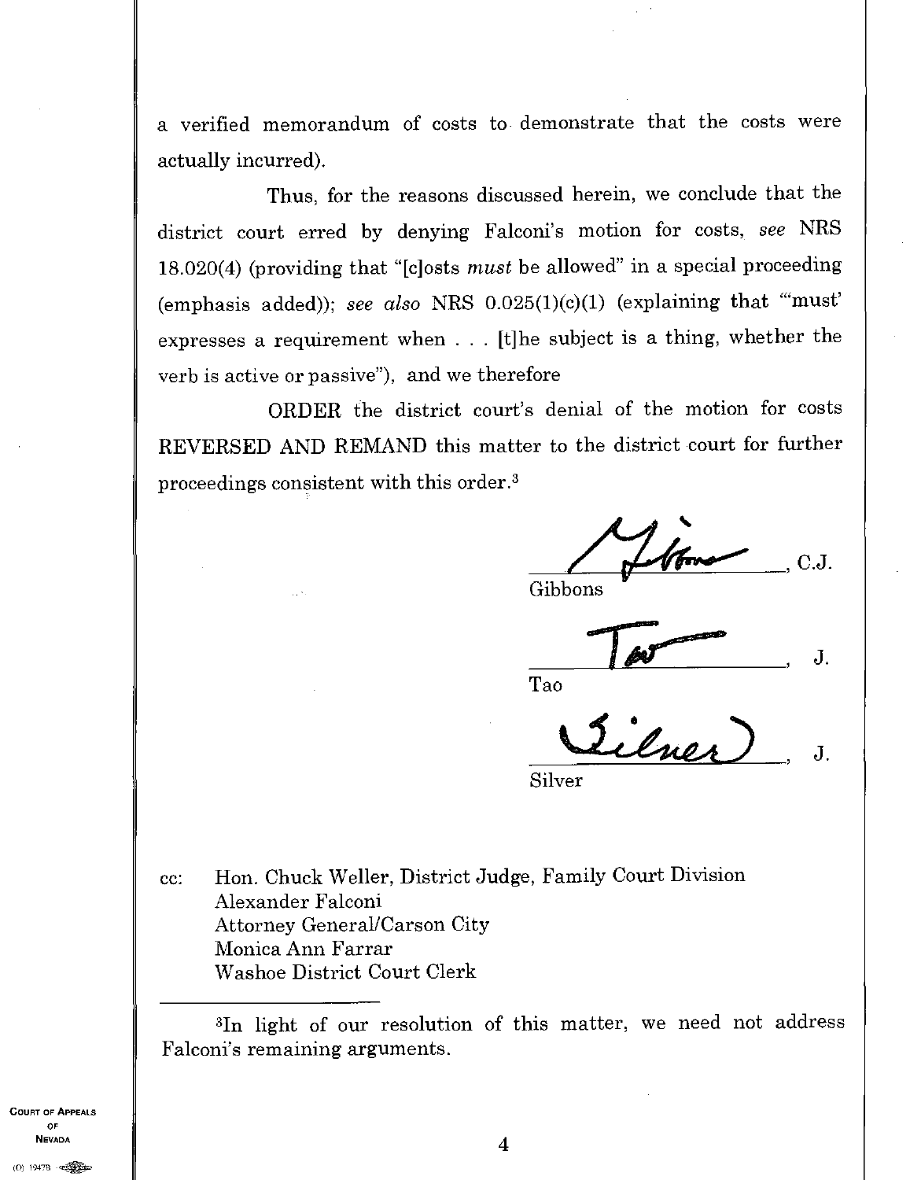a verified memorandum of costs to demonstrate that the costs were actually incurred).

Thus, for the reasons discussed herein, we conclude that the district court erred by denying Falconi's motion for costs, *see* NRS 18.020(4) (providing that "[c]osts *must* be allowed" in a special proceeding (emphasis added)); *see also* NRS 0.025(1)(c)(1) (explaining that "'must' expresses a requirement when . . . [t]he subject is a thing, whether the verb is active or passive"), and we therefore

ORDER the district court's denial of the motion for costs REVERSED AND REMAND this matter to the district court for further proceedings consistent with this order.[3]

_______________, C.J.
Gibbons

_______________, J.
Tao

_______________, J.
Silver

cc: Hon. Chuck Weller, District Judge, Family Court Division
Alexander Falconi
Attorney General/Carson City
Monica Ann Farrar
Washoe District Court Clerk

---

[3]In light of our resolution of this matter, we need not address Falconi's remaining arguments.